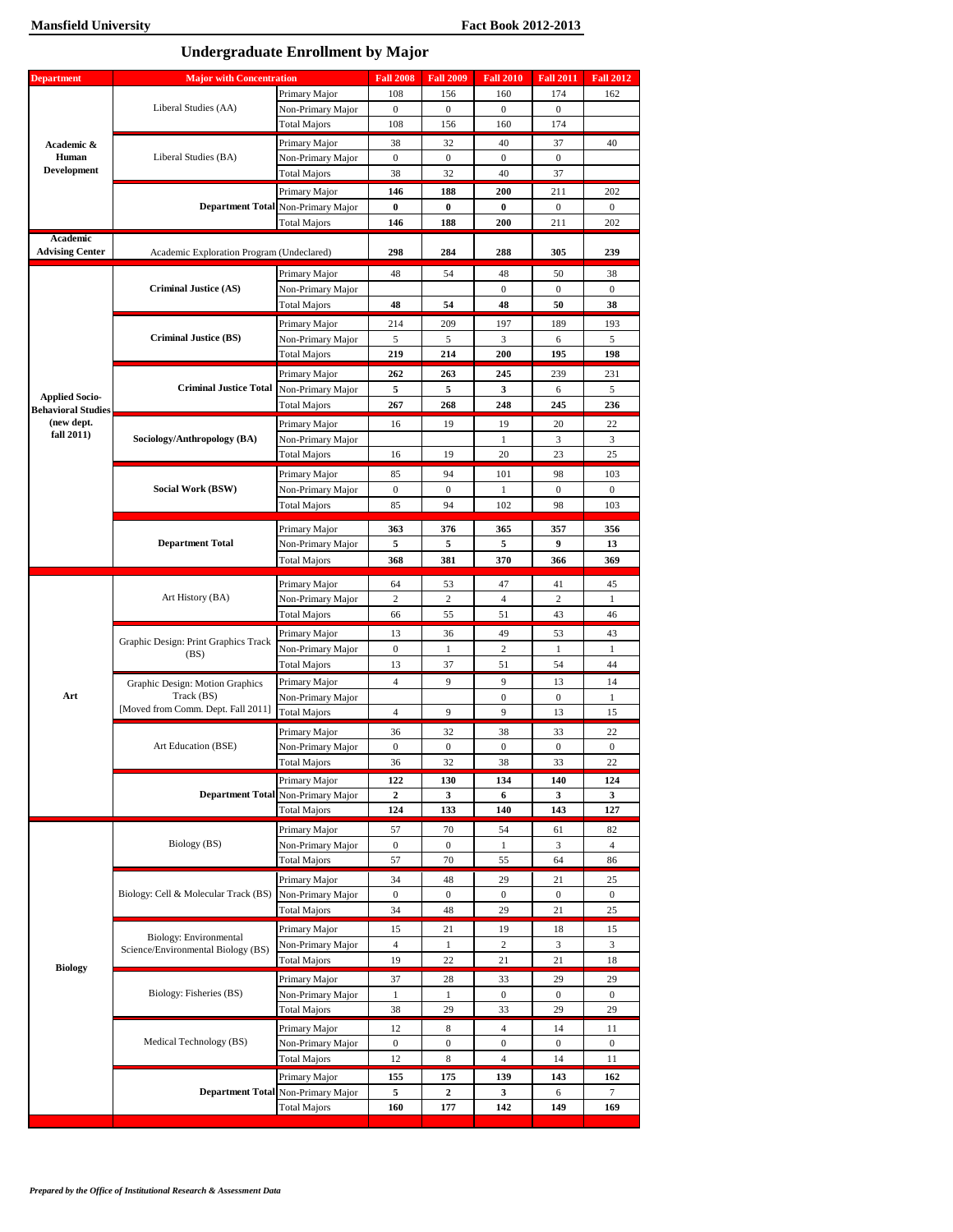# Undergraduate Enrollment by Major

| Department | Major with Concentration | | Fall 2008 | Fall 2009 | Fall 2010 | Fall 2011 | Fall 2012 |
|---|---|---|---|---|---|---|---|
| Academic & Human Development | Liberal Studies (AA) | Primary Major | 108 | 156 | 160 | 174 | 162 |
| | | Non-Primary Major | 0 | 0 | 0 | 0 | |
| | | Total Majors | 108 | 156 | 160 | 174 | |
| | Liberal Studies (BA) | Primary Major | 38 | 32 | 40 | 37 | 40 |
| | | Non-Primary Major | 0 | 0 | 0 | 0 | |
| | | Total Majors | 38 | 32 | 40 | 37 | |
| | **Department Total** | Primary Major | **146** | **188** | **200** | 211 | 202 |
| | | Non-Primary Major | **0** | **0** | **0** | 0 | 0 |
| | | Total Majors | **146** | **188** | **200** | 211 | 202 |
| **Academic Advising Center** | Academic Exploration Program (Undeclared) | | **298** | **284** | **288** | **305** | **239** |
| **Applied Socio-Behavioral Studies (new dept. fall 2011)** | **Criminal Justice (AS)** | Primary Major | 48 | 54 | 48 | 50 | 38 |
| | | Non-Primary Major | | | 0 | 0 | 0 |
| | | Total Majors | **48** | **54** | **48** | **50** | **38** |
| | **Criminal Justice (BS)** | Primary Major | 214 | 209 | 197 | 189 | 193 |
| | | Non-Primary Major | 5 | 5 | 3 | 6 | 5 |
| | | Total Majors | **219** | **214** | **200** | **195** | **198** |
| | **Criminal Justice Total** | Primary Major | **262** | **263** | **245** | 239 | 231 |
| | | Non-Primary Major | **5** | **5** | **3** | 6 | 5 |
| | | Total Majors | **267** | **268** | **248** | **245** | **236** |
| | **Sociology/Anthropology (BA)** | Primary Major | 16 | 19 | 19 | 20 | 22 |
| | | Non-Primary Major | | | 1 | 3 | 3 |
| | | Total Majors | 16 | 19 | 20 | 23 | 25 |
| | **Social Work (BSW)** | Primary Major | 85 | 94 | 101 | 98 | 103 |
| | | Non-Primary Major | 0 | 0 | 1 | 0 | 0 |
| | | Total Majors | 85 | 94 | 102 | 98 | 103 |
| | **Department Total** | Primary Major | **363** | **376** | **365** | **357** | **356** |
| | | Non-Primary Major | **5** | **5** | **5** | **9** | **13** |
| | | Total Majors | **368** | **381** | **370** | **366** | **369** |
| **Art** | Art History (BA) | Primary Major | 64 | 53 | 47 | 41 | 45 |
| | | Non-Primary Major | 2 | 2 | 4 | 2 | 1 |
| | | Total Majors | 66 | 55 | 51 | 43 | 46 |
| | Graphic Design: Print Graphics Track (BS) | Primary Major | 13 | 36 | 49 | 53 | 43 |
| | | Non-Primary Major | 0 | 1 | 2 | 1 | 1 |
| | | Total Majors | 13 | 37 | 51 | 54 | 44 |
| | Graphic Design: Motion Graphics Track (BS) [Moved from Comm. Dept. Fall 2011] | Primary Major | 4 | 9 | 9 | 13 | 14 |
| | | Non-Primary Major | | | 0 | 0 | 1 |
| | | Total Majors | 4 | 9 | 9 | 13 | 15 |
| | Art Education (BSE) | Primary Major | 36 | 32 | 38 | 33 | 22 |
| | | Non-Primary Major | 0 | 0 | 0 | 0 | 0 |
| | | Total Majors | 36 | 32 | 38 | 33 | 22 |
| | **Department Total** | Primary Major | **122** | **130** | **134** | **140** | **124** |
| | | Non-Primary Major | **2** | **3** | **6** | **3** | **3** |
| | | Total Majors | **124** | **133** | **140** | **143** | **127** |
| **Biology** | Biology (BS) | Primary Major | 57 | 70 | 54 | 61 | 82 |
| | | Non-Primary Major | 0 | 0 | 1 | 3 | 4 |
| | | Total Majors | 57 | 70 | 55 | 64 | 86 |
| | Biology: Cell & Molecular Track (BS) | Primary Major | 34 | 48 | 29 | 21 | 25 |
| | | Non-Primary Major | 0 | 0 | 0 | 0 | 0 |
| | | Total Majors | 34 | 48 | 29 | 21 | 25 |
| | Biology: Environmental Science/Environmental Biology (BS) | Primary Major | 15 | 21 | 19 | 18 | 15 |
| | | Non-Primary Major | 4 | 1 | 2 | 3 | 3 |
| | | Total Majors | 19 | 22 | 21 | 21 | 18 |
| | Biology: Fisheries (BS) | Primary Major | 37 | 28 | 33 | 29 | 29 |
| | | Non-Primary Major | 1 | 1 | 0 | 0 | 0 |
| | | Total Majors | 38 | 29 | 33 | 29 | 29 |
| | Medical Technology (BS) | Primary Major | 12 | 8 | 4 | 14 | 11 |
| | | Non-Primary Major | 0 | 0 | 0 | 0 | 0 |
| | | Total Majors | 12 | 8 | 4 | 14 | 11 |
| | **Department Total** | Primary Major | **155** | **175** | **139** | **143** | **162** |
| | | Non-Primary Major | **5** | **2** | **3** | 6 | 7 |
| | | Total Majors | **160** | **177** | **142** | **149** | **169** |

*Prepared by the Office of Institutional Research & Assessment Data*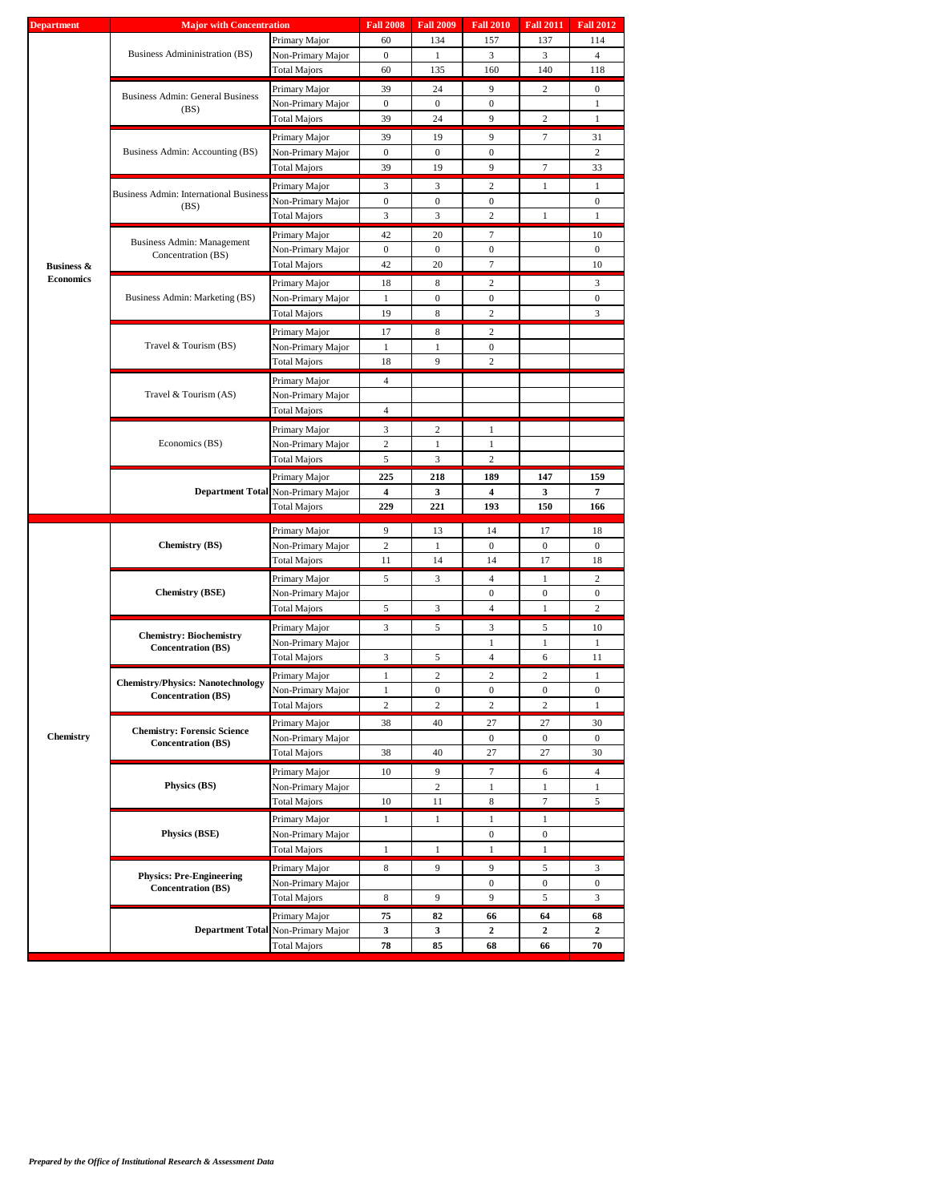| Department | Major with Concentration | | Fall 2008 | Fall 2009 | Fall 2010 | Fall 2011 | Fall 2012 |
|---|---|---|---|---|---|---|---|
| Business & Economics | Business Admininistration (BS) | Primary Major | 60 | 134 | 157 | 137 | 114 |
| | | Non-Primary Major | 0 | 1 | 3 | 3 | 4 |
| | | Total Majors | 60 | 135 | 160 | 140 | 118 |
| | Business Admin: General Business (BS) | Primary Major | 39 | 24 | 9 | 2 | 0 |
| | | Non-Primary Major | 0 | 0 | 0 | | 1 |
| | | Total Majors | 39 | 24 | 9 | 2 | 1 |
| | Business Admin: Accounting (BS) | Primary Major | 39 | 19 | 9 | 7 | 31 |
| | | Non-Primary Major | 0 | 0 | 0 | | 2 |
| | | Total Majors | 39 | 19 | 9 | 7 | 33 |
| | Business Admin: International Business (BS) | Primary Major | 3 | 3 | 2 | 1 | 1 |
| | | Non-Primary Major | 0 | 0 | 0 | | 0 |
| | | Total Majors | 3 | 3 | 2 | 1 | 1 |
| | Business Admin: Management Concentration (BS) | Primary Major | 42 | 20 | 7 | | 10 |
| | | Non-Primary Major | 0 | 0 | 0 | | 0 |
| | | Total Majors | 42 | 20 | 7 | | 10 |
| | Business Admin: Marketing (BS) | Primary Major | 18 | 8 | 2 | | 3 |
| | | Non-Primary Major | 1 | 0 | 0 | | 0 |
| | | Total Majors | 19 | 8 | 2 | | 3 |
| | Travel & Tourism (BS) | Primary Major | 17 | 8 | 2 | | |
| | | Non-Primary Major | 1 | 1 | 0 | | |
| | | Total Majors | 18 | 9 | 2 | | |
| | Travel & Tourism (AS) | Primary Major | 4 | | | | |
| | | Non-Primary Major | | | | | |
| | | Total Majors | 4 | | | | |
| | Economics (BS) | Primary Major | 3 | 2 | 1 | | |
| | | Non-Primary Major | 2 | 1 | 1 | | |
| | | Total Majors | 5 | 3 | 2 | | |
| | **Department Total** | Primary Major | **225** | **218** | **189** | **147** | **159** |
| | | Non-Primary Major | **4** | **3** | **4** | **3** | **7** |
| | | Total Majors | **229** | **221** | **193** | **150** | **166** |
| Chemistry | **Chemistry (BS)** | Primary Major | 9 | 13 | 14 | 17 | 18 |
| | | Non-Primary Major | 2 | 1 | 0 | 0 | 0 |
| | | Total Majors | 11 | 14 | 14 | 17 | 18 |
| | **Chemistry (BSE)** | Primary Major | 5 | 3 | 4 | 1 | 2 |
| | | Non-Primary Major | | | 0 | 0 | 0 |
| | | Total Majors | 5 | 3 | 4 | 1 | 2 |
| | **Chemistry: Biochemistry Concentration (BS)** | Primary Major | 3 | 5 | 3 | 5 | 10 |
| | | Non-Primary Major | | | 1 | 1 | 1 |
| | | Total Majors | 3 | 5 | 4 | 6 | 11 |
| | **Chemistry/Physics: Nanotechnology Concentration (BS)** | Primary Major | 1 | 2 | 2 | 2 | 1 |
| | | Non-Primary Major | 1 | 0 | 0 | 0 | 0 |
| | | Total Majors | 2 | 2 | 2 | 2 | 1 |
| | **Chemistry: Forensic Science Concentration (BS)** | Primary Major | 38 | 40 | 27 | 27 | 30 |
| | | Non-Primary Major | | | 0 | 0 | 0 |
| | | Total Majors | 38 | 40 | 27 | 27 | 30 |
| | **Physics (BS)** | Primary Major | 10 | 9 | 7 | 6 | 4 |
| | | Non-Primary Major | | 2 | 1 | 1 | 1 |
| | | Total Majors | 10 | 11 | 8 | 7 | 5 |
| | **Physics (BSE)** | Primary Major | 1 | 1 | 1 | 1 | |
| | | Non-Primary Major | | | 0 | 0 | |
| | | Total Majors | 1 | 1 | 1 | 1 | |
| | **Physics: Pre-Engineering Concentration (BS)** | Primary Major | 8 | 9 | 9 | 5 | 3 |
| | | Non-Primary Major | | | 0 | 0 | 0 |
| | | Total Majors | 8 | 9 | 9 | 5 | 3 |
| | **Department Total** | Primary Major | **75** | **82** | **66** | **64** | **68** |
| | | Non-Primary Major | **3** | **3** | **2** | **2** | **2** |
| | | Total Majors | **78** | **85** | **68** | **66** | **70** |

*Prepared by the Office of Institutional Research & Assessment Data*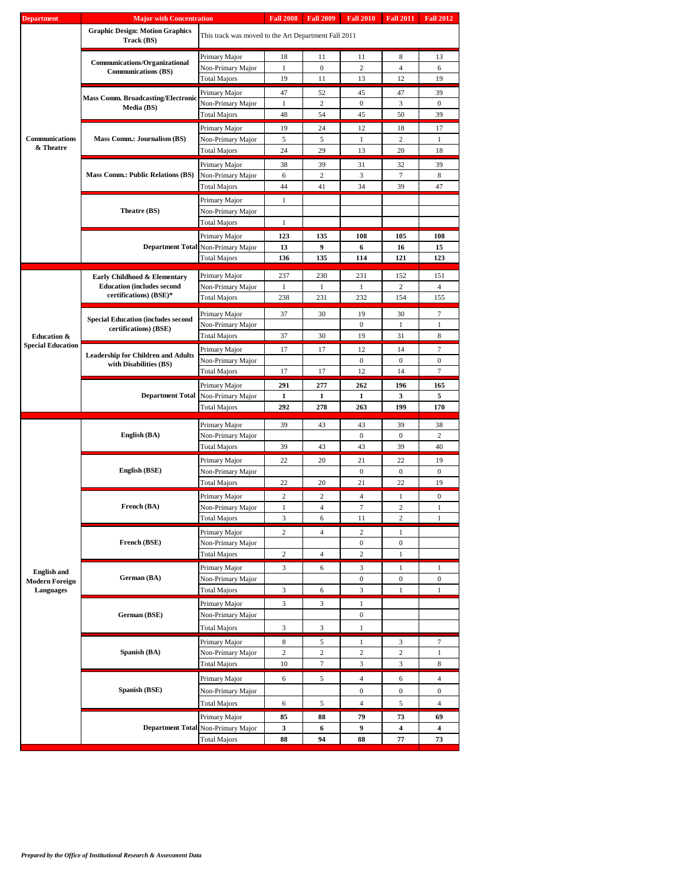| Department | Major with Concentration | | Fall 2008 | Fall 2009 | Fall 2010 | Fall 2011 | Fall 2012 |
|---|---|---|---|---|---|---|---|
| Communications & Theatre | Graphic Design: Motion Graphics Track (BS) | This track was moved to the Art Department Fall 2011 | | | | | |
| | Communications/Organizational Communications (BS) | Primary Major | 18 | 11 | 11 | 8 | 13 |
| | | Non-Primary Major | 1 | 0 | 2 | 4 | 6 |
| | | Total Majors | 19 | 11 | 13 | 12 | 19 |
| | Mass Comm. Broadcasting/Electronic Media (BS) | Primary Major | 47 | 52 | 45 | 47 | 39 |
| | | Non-Primary Major | 1 | 2 | 0 | 3 | 0 |
| | | Total Majors | 48 | 54 | 45 | 50 | 39 |
| | Mass Comm.: Journalism (BS) | Primary Major | 19 | 24 | 12 | 18 | 17 |
| | | Non-Primary Major | 5 | 5 | 1 | 2 | 1 |
| | | Total Majors | 24 | 29 | 13 | 20 | 18 |
| | Mass Comm.: Public Relations (BS) | Primary Major | 38 | 39 | 31 | 32 | 39 |
| | | Non-Primary Major | 6 | 2 | 3 | 7 | 8 |
| | | Total Majors | 44 | 41 | 34 | 39 | 47 |
| | Theatre (BS) | Primary Major | 1 | | | | |
| | | Non-Primary Major | | | | | |
| | | Total Majors | 1 | | | | |
| | Department Total | Primary Major | **123** | **135** | **108** | **105** | **108** |
| | | Non-Primary Major | **13** | **9** | **6** | **16** | **15** |
| | | Total Majors | **136** | **135** | **114** | **121** | **123** |
| Education & Special Education | Early Childhood & Elementary Education (includes second certifications) (BSE)* | Primary Major | 237 | 230 | 231 | 152 | 151 |
| | | Non-Primary Major | 1 | 1 | 1 | 2 | 4 |
| | | Total Majors | 238 | 231 | 232 | 154 | 155 |
| | Special Education (includes second certifications) (BSE) | Primary Major | 37 | 30 | 19 | 30 | 7 |
| | | Non-Primary Major | | | 0 | 1 | 1 |
| | | Total Majors | 37 | 30 | 19 | 31 | 8 |
| | Leadership for Children and Adults with Disabilities (BS) | Primary Major | 17 | 17 | 12 | 14 | 7 |
| | | Non-Primary Major | | | 0 | 0 | 0 |
| | | Total Majors | 17 | 17 | 12 | 14 | 7 |
| | Department Total | Primary Major | **291** | **277** | **262** | **196** | **165** |
| | | Non-Primary Major | **1** | **1** | **1** | **3** | **5** |
| | | Total Majors | **292** | **278** | **263** | **199** | **170** |
| English and Modern Foreign Languages | English (BA) | Primary Major | 39 | 43 | 43 | 39 | 38 |
| | | Non-Primary Major | | | 0 | 0 | 2 |
| | | Total Majors | 39 | 43 | 43 | 39 | 40 |
| | English (BSE) | Primary Major | 22 | 20 | 21 | 22 | 19 |
| | | Non-Primary Major | | | 0 | 0 | 0 |
| | | Total Majors | 22 | 20 | 21 | 22 | 19 |
| | French (BA) | Primary Major | 2 | 2 | 4 | 1 | 0 |
| | | Non-Primary Major | 1 | 4 | 7 | 2 | 1 |
| | | Total Majors | 3 | 6 | 11 | 2 | 1 |
| | French (BSE) | Primary Major | 2 | 4 | 2 | 1 | |
| | | Non-Primary Major | | | 0 | 0 | |
| | | Total Majors | 2 | 4 | 2 | 1 | |
| | German (BA) | Primary Major | 3 | 6 | 3 | 1 | 1 |
| | | Non-Primary Major | | | 0 | 0 | 0 |
| | | Total Majors | 3 | 6 | 3 | 1 | 1 |
| | German (BSE) | Primary Major | 3 | 3 | 1 | | |
| | | Non-Primary Major | | | 0 | | |
| | | Total Majors | 3 | 3 | 1 | | |
| | Spanish (BA) | Primary Major | 8 | 5 | 1 | 3 | 7 |
| | | Non-Primary Major | 2 | 2 | 2 | 2 | 1 |
| | | Total Majors | 10 | 7 | 3 | 3 | 8 |
| | Spanish (BSE) | Primary Major | 6 | 5 | 4 | 6 | 4 |
| | | Non-Primary Major | | | 0 | 0 | 0 |
| | | Total Majors | 6 | 5 | 4 | 5 | 4 |
| | Department Total | Primary Major | **85** | **88** | **79** | **73** | **69** |
| | | Non-Primary Major | **3** | **6** | **9** | **4** | **4** |
| | | Total Majors | **88** | **94** | **88** | **77** | **73** |

*Prepared by the Office of Institutional Research & Assessment Data*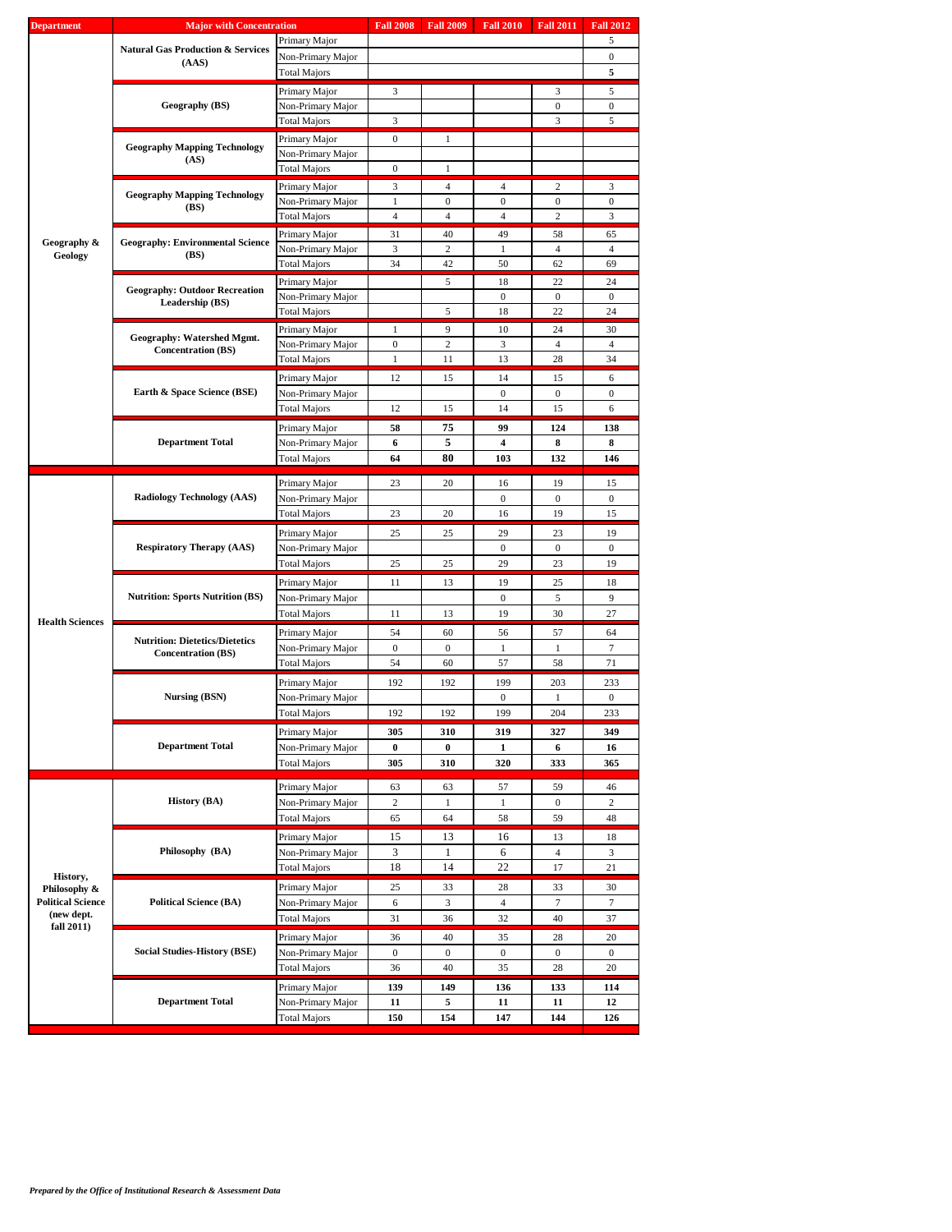| Department | Major with Concentration | | Fall 2008 | Fall 2009 | Fall 2010 | Fall 2011 | Fall 2012 |
|---|---|---|---|---|---|---|---|
| Geography & Geology | Natural Gas Production & Services (AAS) | Primary Major | | | | | 5 |
| | | Non-Primary Major | | | | | 0 |
| | | Total Majors | | | | | **5** |
| | Geography (BS) | Primary Major | 3 | | | 3 | 5 |
| | | Non-Primary Major | | | | 0 | 0 |
| | | Total Majors | 3 | | | 3 | 5 |
| | Geography Mapping Technology (AS) | Primary Major | 0 | 1 | | | |
| | | Non-Primary Major | | | | | |
| | | Total Majors | 0 | 1 | | | |
| | Geography Mapping Technology (BS) | Primary Major | 3 | 4 | 4 | 2 | 3 |
| | | Non-Primary Major | 1 | 0 | 0 | 0 | 0 |
| | | Total Majors | 4 | 4 | 4 | 2 | 3 |
| | Geography: Environmental Science (BS) | Primary Major | 31 | 40 | 49 | 58 | 65 |
| | | Non-Primary Major | 3 | 2 | 1 | 4 | 4 |
| | | Total Majors | 34 | 42 | 50 | 62 | 69 |
| | Geography: Outdoor Recreation Leadership (BS) | Primary Major | | 5 | 18 | 22 | 24 |
| | | Non-Primary Major | | | 0 | 0 | 0 |
| | | Total Majors | | 5 | 18 | 22 | 24 |
| | Geography: Watershed Mgmt. Concentration (BS) | Primary Major | 1 | 9 | 10 | 24 | 30 |
| | | Non-Primary Major | 0 | 2 | 3 | 4 | 4 |
| | | Total Majors | 1 | 11 | 13 | 28 | 34 |
| | Earth & Space Science (BSE) | Primary Major | 12 | 15 | 14 | 15 | 6 |
| | | Non-Primary Major | | | 0 | 0 | 0 |
| | | Total Majors | 12 | 15 | 14 | 15 | 6 |
| | **Department Total** | Primary Major | **58** | **75** | **99** | **124** | **138** |
| | | Non-Primary Major | **6** | **5** | **4** | **8** | **8** |
| | | Total Majors | **64** | **80** | **103** | **132** | **146** |
| Health Sciences | Radiology Technology (AAS) | Primary Major | 23 | 20 | 16 | 19 | 15 |
| | | Non-Primary Major | | | 0 | 0 | 0 |
| | | Total Majors | 23 | 20 | 16 | 19 | 15 |
| | Respiratory Therapy (AAS) | Primary Major | 25 | 25 | 29 | 23 | 19 |
| | | Non-Primary Major | | | 0 | 0 | 0 |
| | | Total Majors | 25 | 25 | 29 | 23 | 19 |
| | Nutrition: Sports Nutrition (BS) | Primary Major | 11 | 13 | 19 | 25 | 18 |
| | | Non-Primary Major | | | 0 | 5 | 9 |
| | | Total Majors | 11 | 13 | 19 | 30 | 27 |
| | Nutrition: Dietetics/Dietetics Concentration (BS) | Primary Major | 54 | 60 | 56 | 57 | 64 |
| | | Non-Primary Major | 0 | 0 | 1 | 1 | 7 |
| | | Total Majors | 54 | 60 | 57 | 58 | 71 |
| | Nursing (BSN) | Primary Major | 192 | 192 | 199 | 203 | 233 |
| | | Non-Primary Major | | | 0 | 1 | 0 |
| | | Total Majors | 192 | 192 | 199 | 204 | 233 |
| | **Department Total** | Primary Major | **305** | **310** | **319** | **327** | **349** |
| | | Non-Primary Major | **0** | **0** | **1** | **6** | **16** |
| | | Total Majors | **305** | **310** | **320** | **333** | **365** |
| History, Philosophy & Political Science (new dept. fall 2011) | History (BA) | Primary Major | 63 | 63 | 57 | 59 | 46 |
| | | Non-Primary Major | 2 | 1 | 1 | 0 | 2 |
| | | Total Majors | 65 | 64 | 58 | 59 | 48 |
| | Philosophy (BA) | Primary Major | 15 | 13 | 16 | 13 | 18 |
| | | Non-Primary Major | 3 | 1 | 6 | 4 | 3 |
| | | Total Majors | 18 | 14 | 22 | 17 | 21 |
| | Political Science (BA) | Primary Major | 25 | 33 | 28 | 33 | 30 |
| | | Non-Primary Major | 6 | 3 | 4 | 7 | 7 |
| | | Total Majors | 31 | 36 | 32 | 40 | 37 |
| | Social Studies-History (BSE) | Primary Major | 36 | 40 | 35 | 28 | 20 |
| | | Non-Primary Major | 0 | 0 | 0 | 0 | 0 |
| | | Total Majors | 36 | 40 | 35 | 28 | 20 |
| | **Department Total** | Primary Major | **139** | **149** | **136** | **133** | **114** |
| | | Non-Primary Major | **11** | **5** | **11** | **11** | **12** |
| | | Total Majors | **150** | **154** | **147** | **144** | **126** |

*Prepared by the Office of Institutional Research & Assessment Data*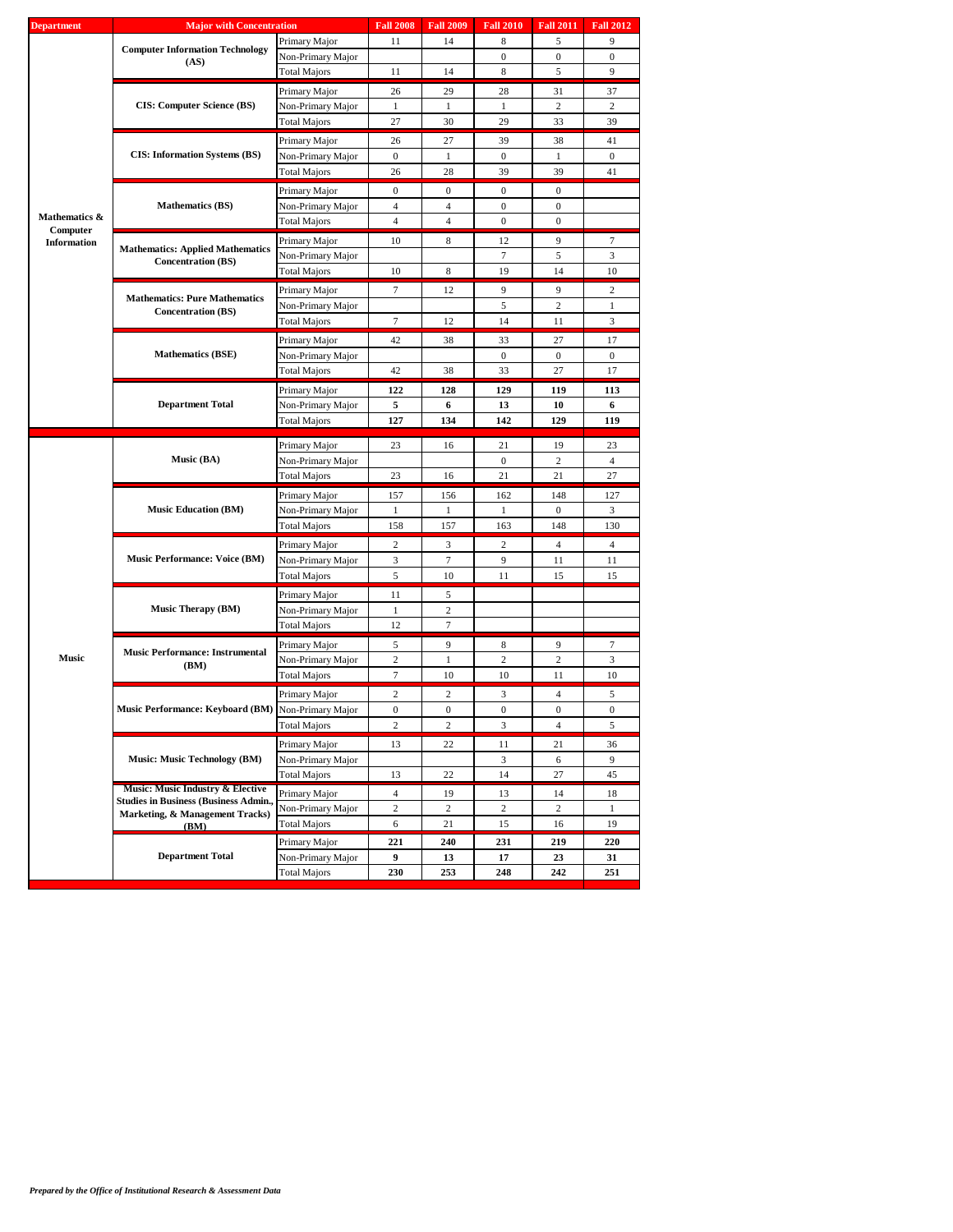| Department | Major with Concentration | | Fall 2008 | Fall 2009 | Fall 2010 | Fall 2011 | Fall 2012 |
|---|---|---|---|---|---|---|---|
| Mathematics & Computer Information | Computer Information Technology (AS) | Primary Major | 11 | 14 | 8 | 5 | 9 |
| | | Non-Primary Major | | | 0 | 0 | 0 |
| | | Total Majors | 11 | 14 | 8 | 5 | 9 |
| | CIS: Computer Science (BS) | Primary Major | 26 | 29 | 28 | 31 | 37 |
| | | Non-Primary Major | 1 | 1 | 1 | 2 | 2 |
| | | Total Majors | 27 | 30 | 29 | 33 | 39 |
| | CIS: Information Systems (BS) | Primary Major | 26 | 27 | 39 | 38 | 41 |
| | | Non-Primary Major | 0 | 1 | 0 | 1 | 0 |
| | | Total Majors | 26 | 28 | 39 | 39 | 41 |
| | Mathematics (BS) | Primary Major | 0 | 0 | 0 | 0 | |
| | | Non-Primary Major | 4 | 4 | 0 | 0 | |
| | | Total Majors | 4 | 4 | 0 | 0 | |
| | Mathematics: Applied Mathematics Concentration (BS) | Primary Major | 10 | 8 | 12 | 9 | 7 |
| | | Non-Primary Major | | | 7 | 5 | 3 |
| | | Total Majors | 10 | 8 | 19 | 14 | 10 |
| | Mathematics: Pure Mathematics Concentration (BS) | Primary Major | 7 | 12 | 9 | 9 | 2 |
| | | Non-Primary Major | | | 5 | 2 | 1 |
| | | Total Majors | 7 | 12 | 14 | 11 | 3 |
| | Mathematics (BSE) | Primary Major | 42 | 38 | 33 | 27 | 17 |
| | | Non-Primary Major | | | 0 | 0 | 0 |
| | | Total Majors | 42 | 38 | 33 | 27 | 17 |
| | **Department Total** | Primary Major | **122** | **128** | **129** | **119** | **113** |
| | | Non-Primary Major | **5** | **6** | **13** | **10** | **6** |
| | | Total Majors | **127** | **134** | **142** | **129** | **119** |
| Music | Music (BA) | Primary Major | 23 | 16 | 21 | 19 | 23 |
| | | Non-Primary Major | | | 0 | 2 | 4 |
| | | Total Majors | 23 | 16 | 21 | 21 | 27 |
| | Music Education (BM) | Primary Major | 157 | 156 | 162 | 148 | 127 |
| | | Non-Primary Major | 1 | 1 | 1 | 0 | 3 |
| | | Total Majors | 158 | 157 | 163 | 148 | 130 |
| | Music Performance: Voice (BM) | Primary Major | 2 | 3 | 2 | 4 | 4 |
| | | Non-Primary Major | 3 | 7 | 9 | 11 | 11 |
| | | Total Majors | 5 | 10 | 11 | 15 | 15 |
| | Music Therapy (BM) | Primary Major | 11 | 5 | | | |
| | | Non-Primary Major | 1 | 2 | | | |
| | | Total Majors | 12 | 7 | | | |
| | Music Performance: Instrumental (BM) | Primary Major | 5 | 9 | 8 | 9 | 7 |
| | | Non-Primary Major | 2 | 1 | 2 | 2 | 3 |
| | | Total Majors | 7 | 10 | 10 | 11 | 10 |
| | Music Performance: Keyboard (BM) | Primary Major | 2 | 2 | 3 | 4 | 5 |
| | | Non-Primary Major | 0 | 0 | 0 | 0 | 0 |
| | | Total Majors | 2 | 2 | 3 | 4 | 5 |
| | Music: Music Technology (BM) | Primary Major | 13 | 22 | 11 | 21 | 36 |
| | | Non-Primary Major | | | 3 | 6 | 9 |
| | | Total Majors | 13 | 22 | 14 | 27 | 45 |
| | Music: Music Industry & Elective Studies in Business (Business Admin., Marketing, & Management Tracks) (BM) | Primary Major | 4 | 19 | 13 | 14 | 18 |
| | | Non-Primary Major | 2 | 2 | 2 | 2 | 1 |
| | | Total Majors | 6 | 21 | 15 | 16 | 19 |
| | **Department Total** | Primary Major | **221** | **240** | **231** | **219** | **220** |
| | | Non-Primary Major | **9** | **13** | **17** | **23** | **31** |
| | | Total Majors | **230** | **253** | **248** | **242** | **251** |

***Prepared by the Office of Institutional Research & Assessment Data***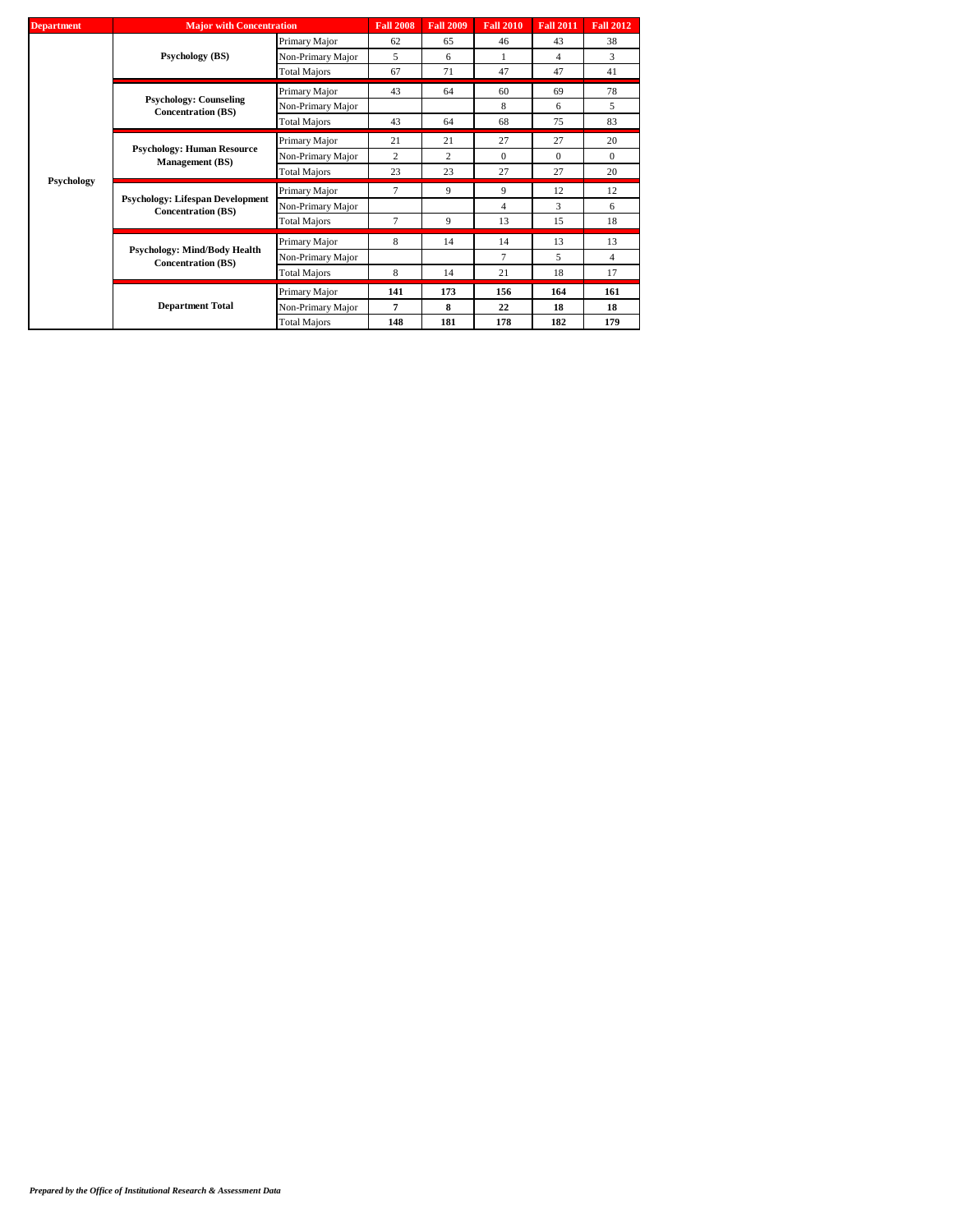| Department | Major with Concentration | | Fall 2008 | Fall 2009 | Fall 2010 | Fall 2011 | Fall 2012 |
|---|---|---|---|---|---|---|---|
| Psychology | Psychology (BS) | Primary Major | 62 | 65 | 46 | 43 | 38 |
| | | Non-Primary Major | 5 | 6 | 1 | 4 | 3 |
| | | Total Majors | 67 | 71 | 47 | 47 | 41 |
| | Psychology: Counseling Concentration (BS) | Primary Major | 43 | 64 | 60 | 69 | 78 |
| | | Non-Primary Major | | | 8 | 6 | 5 |
| | | Total Majors | 43 | 64 | 68 | 75 | 83 |
| | Psychology: Human Resource Management (BS) | Primary Major | 21 | 21 | 27 | 27 | 20 |
| | | Non-Primary Major | 2 | 2 | 0 | 0 | 0 |
| | | Total Majors | 23 | 23 | 27 | 27 | 20 |
| | Psychology: Lifespan Development Concentration (BS) | Primary Major | 7 | 9 | 9 | 12 | 12 |
| | | Non-Primary Major | | | 4 | 3 | 6 |
| | | Total Majors | 7 | 9 | 13 | 15 | 18 |
| | Psychology: Mind/Body Health Concentration (BS) | Primary Major | 8 | 14 | 14 | 13 | 13 |
| | | Non-Primary Major | | | 7 | 5 | 4 |
| | | Total Majors | 8 | 14 | 21 | 18 | 17 |
| | **Department Total** | Primary Major | **141** | **173** | **156** | **164** | **161** |
| | | Non-Primary Major | **7** | **8** | **22** | **18** | **18** |
| | | Total Majors | **148** | **181** | **178** | **182** | **179** |

***Prepared by the Office of Institutional Research & Assessment Data***